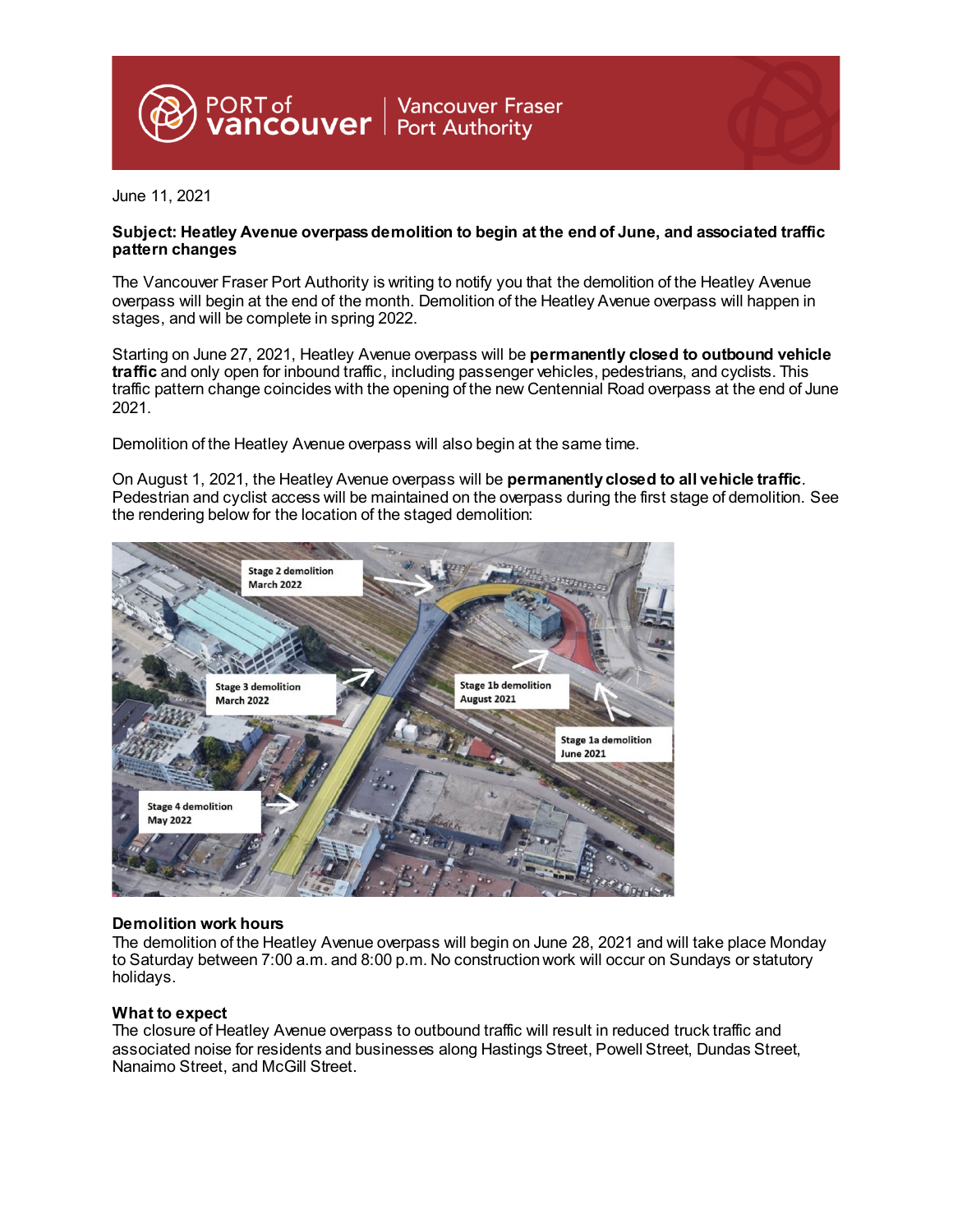June 11, 2021

**Subject: Heatley Avenue overpass demolition to begin at the end of June, and associated traffic pattern changes**

The Vancouver Fraser Port Authority is writing to notify you that the demolition of the Heatley Avenue overpass will begin at the end of the month. Demolition of the Heatley Avenue overpass will happen in stages, and will be complete in spring 2022.

Starting on June 27, 2021, Heatley Avenue overpass will be **permanently closed to outbound vehicle traffic** and only open for inbound traffic, including passenger vehicles, pedestrians, and cyclists. This traffic pattern change coincides with the opening of the new Centennial Road overpass at the end of June 2021.

Demolition of the Heatley Avenue overpass will also begin at the same time.

On August 1, 2021, the Heatley Avenue overpass will be **permanently closed to all vehicle traffic**. Pedestrian and cyclist access will be maintained on the overpass during the first stage of demolition. See the rendering below for the location of the staged demolition:

Stage 2 demolition March 2022

Stage 3 demolition March 2022

Stage 1b demolition August 2021

Stage 1a demolition June 2021

Stage 4 demolition May 2022

**Demolition work hours**
The demolition of the Heatley Avenue overpass will begin on June 28, 2021 and will take place Monday to Saturday between 7:00 a.m. and 8:00 p.m. No construction work will occur on Sundays or statutory holidays.

**What to expect**
The closure of Heatley Avenue overpass to outbound traffic will result in reduced truck traffic and associated noise for residents and businesses along Hastings Street, Powell Street, Dundas Street, Nanaimo Street, and McGill Street.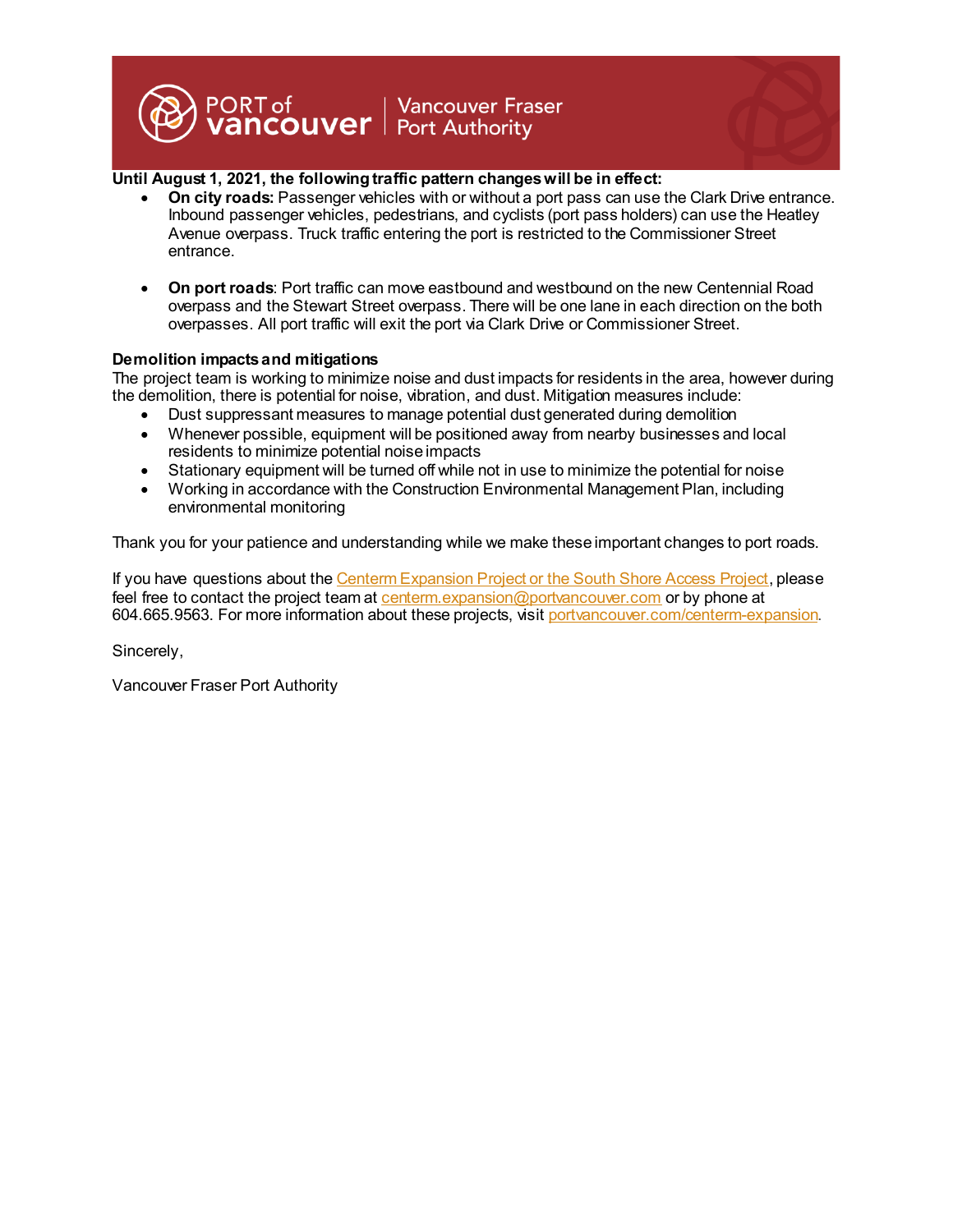**Until August 1, 2021, the following traffic pattern changes will be in effect:**

- **On city roads:** Passenger vehicles with or without a port pass can use the Clark Drive entrance. Inbound passenger vehicles, pedestrians, and cyclists (port pass holders) can use the Heatley Avenue overpass. Truck traffic entering the port is restricted to the Commissioner Street entrance.

- **On port roads**: Port traffic can move eastbound and westbound on the new Centennial Road overpass and the Stewart Street overpass. There will be one lane in each direction on the both overpasses. All port traffic will exit the port via Clark Drive or Commissioner Street.

**Demolition impacts and mitigations**

The project team is working to minimize noise and dust impacts for residents in the area, however during the demolition, there is potential for noise, vibration, and dust. Mitigation measures include:

- Dust suppressant measures to manage potential dust generated during demolition
- Whenever possible, equipment will be positioned away from nearby businesses and local residents to minimize potential noise impacts
- Stationary equipment will be turned off while not in use to minimize the potential for noise
- Working in accordance with the Construction Environmental Management Plan, including environmental monitoring

Thank you for your patience and understanding while we make these important changes to port roads.

If you have questions about the Centerm Expansion Project or the South Shore Access Project, please feel free to contact the project team at centerm.expansion@portvancouver.com or by phone at 604.665.9563. For more information about these projects, visit portvancouver.com/centerm-expansion.

Sincerely,

Vancouver Fraser Port Authority